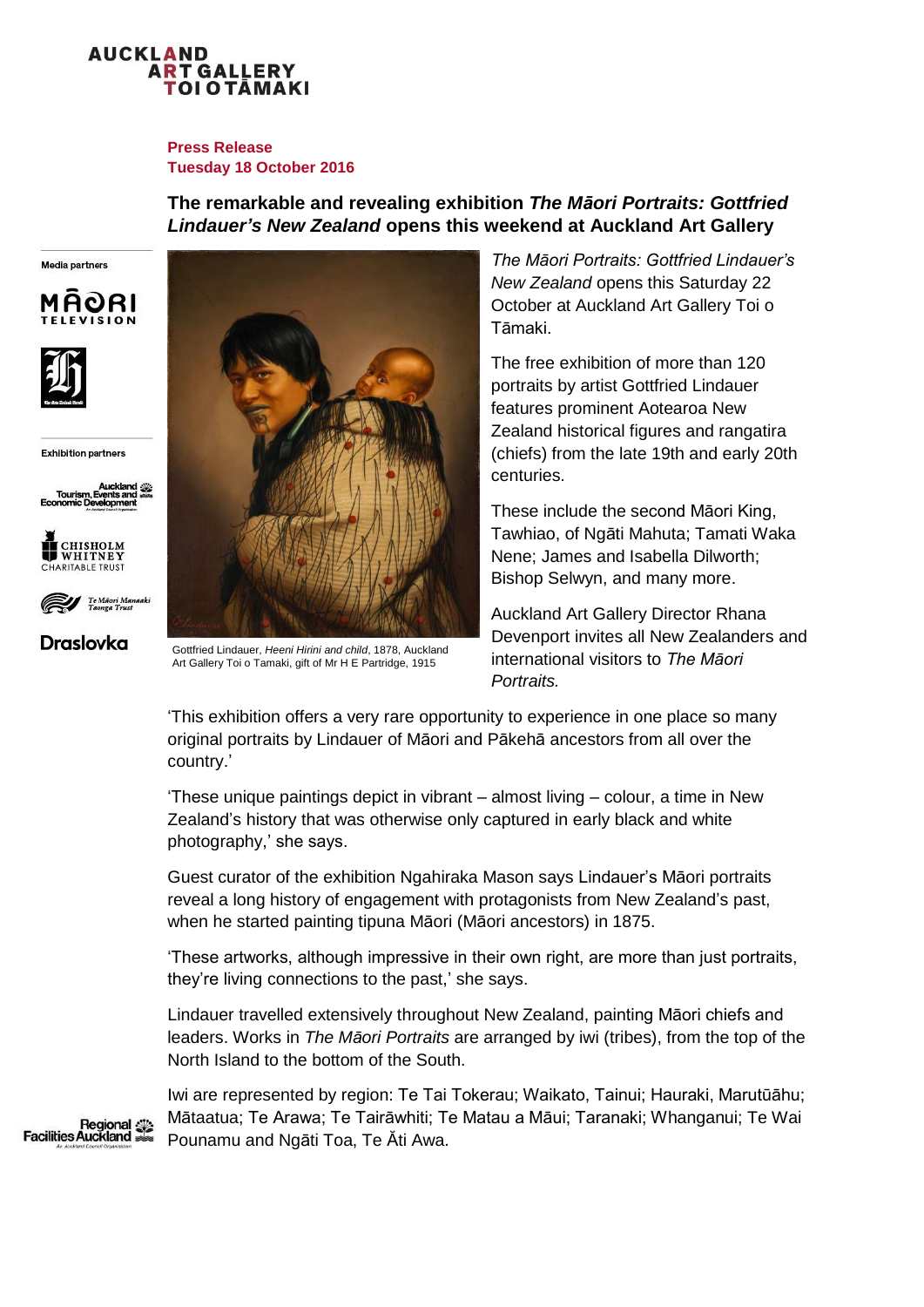AUCKLAND ART GALLERY TOI O TĀMAKI

**Press Release**
**Tuesday 18 October 2016**

## The remarkable and revealing exhibition *The Māori Portraits: Gottfried Lindauer's New Zealand* opens this weekend at Auckland Art Gallery

Media partners

Exhibition partners

Gottfried Lindauer, *Heeni Hirini and child*, 1878, Auckland Art Gallery Toi o Tamaki, gift of Mr H E Partridge, 1915

*The Māori Portraits: Gottfried Lindauer's New Zealand* opens this Saturday 22 October at Auckland Art Gallery Toi o Tāmaki.

The free exhibition of more than 120 portraits by artist Gottfried Lindauer features prominent Aotearoa New Zealand historical figures and rangatira (chiefs) from the late 19th and early 20th centuries.

These include the second Māori King, Tawhiao, of Ngāti Mahuta; Tamati Waka Nene; James and Isabella Dilworth; Bishop Selwyn, and many more.

Auckland Art Gallery Director Rhana Devenport invites all New Zealanders and international visitors to *The Māori Portraits.*

'This exhibition offers a very rare opportunity to experience in one place so many original portraits by Lindauer of Māori and Pākehā ancestors from all over the country.'

'These unique paintings depict in vibrant – almost living – colour, a time in New Zealand's history that was otherwise only captured in early black and white photography,' she says.

Guest curator of the exhibition Ngahiraka Mason says Lindauer's Māori portraits reveal a long history of engagement with protagonists from New Zealand's past, when he started painting tipuna Māori (Māori ancestors) in 1875.

'These artworks, although impressive in their own right, are more than just portraits, they're living connections to the past,' she says.

Lindauer travelled extensively throughout New Zealand, painting Māori chiefs and leaders. Works in *The Māori Portraits* are arranged by iwi (tribes), from the top of the North Island to the bottom of the South.

Iwi are represented by region: Te Tai Tokerau; Waikato, Tainui; Hauraki, Marutūāhu; Mātaatua; Te Arawa; Te Tairāwhiti; Te Matau a Māui; Taranaki; Whanganui; Te Wai Pounamu and Ngāti Toa, Te Āti Awa.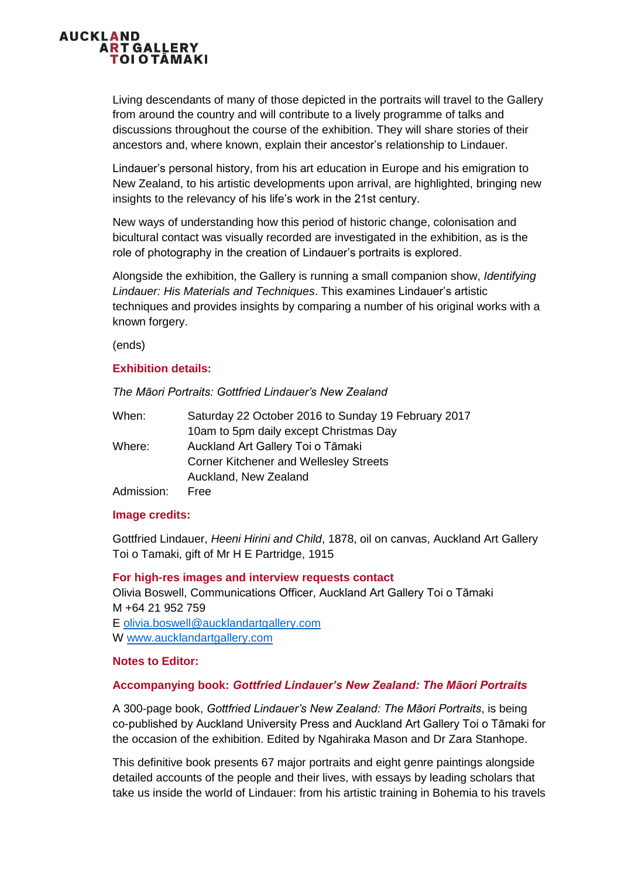Living descendants of many of those depicted in the portraits will travel to the Gallery from around the country and will contribute to a lively programme of talks and discussions throughout the course of the exhibition. They will share stories of their ancestors and, where known, explain their ancestor's relationship to Lindauer.

Lindauer's personal history, from his art education in Europe and his emigration to New Zealand, to his artistic developments upon arrival, are highlighted, bringing new insights to the relevancy of his life's work in the 21st century.

New ways of understanding how this period of historic change, colonisation and bicultural contact was visually recorded are investigated in the exhibition, as is the role of photography in the creation of Lindauer's portraits is explored.

Alongside the exhibition, the Gallery is running a small companion show, *Identifying Lindauer: His Materials and Techniques*. This examines Lindauer's artistic techniques and provides insights by comparing a number of his original works with a known forgery.

(ends)

**Exhibition details:**

*The Māori Portraits: Gottfried Lindauer's New Zealand*

| | |
|---|---|
| When: | Saturday 22 October 2016 to Sunday 19 February 2017<br>10am to 5pm daily except Christmas Day |
| Where: | Auckland Art Gallery Toi o Tāmaki<br>Corner Kitchener and Wellesley Streets<br>Auckland, New Zealand |
| Admission: | Free |

**Image credits:**

Gottfried Lindauer, *Heeni Hirini and Child*, 1878, oil on canvas, Auckland Art Gallery Toi o Tamaki, gift of Mr H E Partridge, 1915

**For high-res images and interview requests contact**
Olivia Boswell, Communications Officer, Auckland Art Gallery Toi o Tāmaki
M +64 21 952 759
E olivia.boswell@aucklandartgallery.com
W www.aucklandartgallery.com

**Notes to Editor:**

**Accompanying book: *Gottfried Lindauer's New Zealand: The Māori Portraits***

A 300-page book, *Gottfried Lindauer's New Zealand: The Māori Portraits*, is being co-published by Auckland University Press and Auckland Art Gallery Toi o Tāmaki for the occasion of the exhibition. Edited by Ngahiraka Mason and Dr Zara Stanhope.

This definitive book presents 67 major portraits and eight genre paintings alongside detailed accounts of the people and their lives, with essays by leading scholars that take us inside the world of Lindauer: from his artistic training in Bohemia to his travels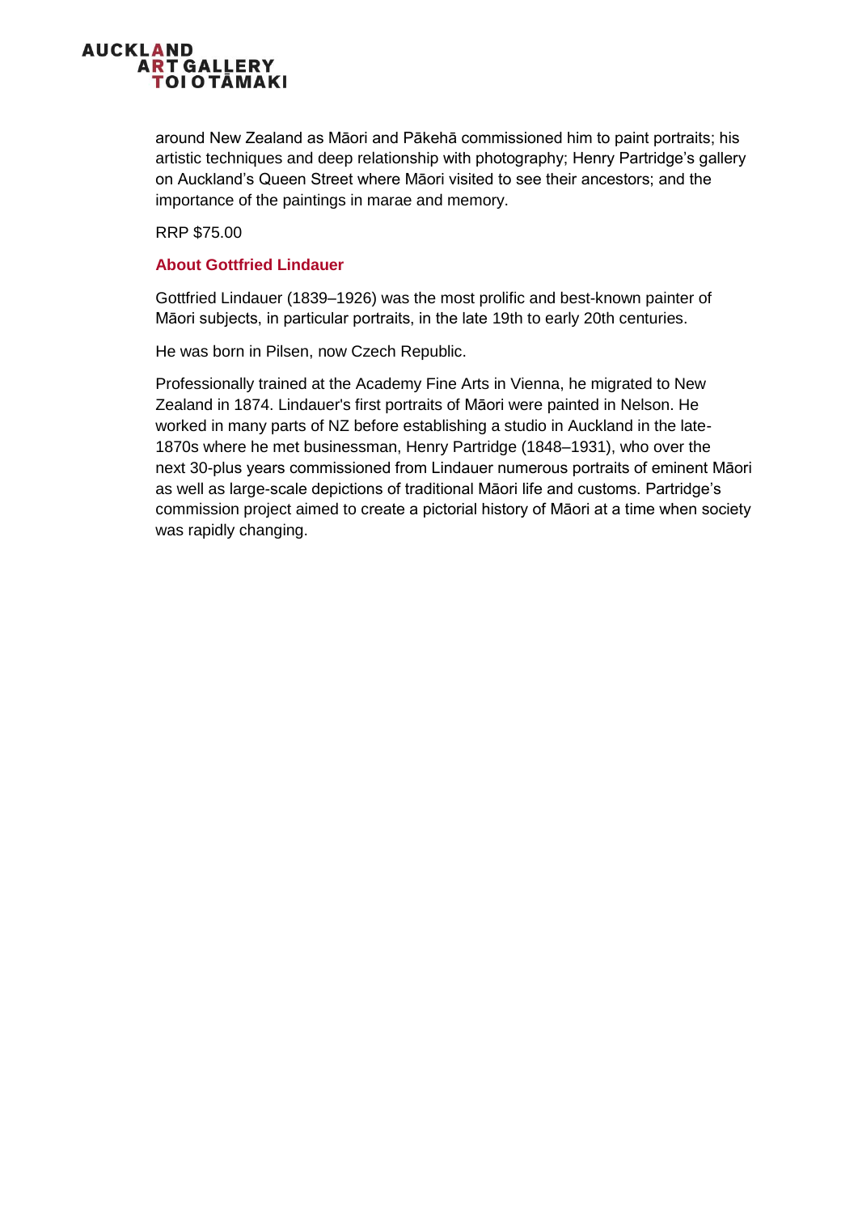around New Zealand as Māori and Pākehā commissioned him to paint portraits; his artistic techniques and deep relationship with photography; Henry Partridge's gallery on Auckland's Queen Street where Māori visited to see their ancestors; and the importance of the paintings in marae and memory.

RRP $75.00

## About Gottfried Lindauer

Gottfried Lindauer (1839–1926) was the most prolific and best-known painter of Māori subjects, in particular portraits, in the late 19th to early 20th centuries.

He was born in Pilsen, now Czech Republic.

Professionally trained at the Academy Fine Arts in Vienna, he migrated to New Zealand in 1874. Lindauer's first portraits of Māori were painted in Nelson. He worked in many parts of NZ before establishing a studio in Auckland in the late-1870s where he met businessman, Henry Partridge (1848–1931), who over the next 30-plus years commissioned from Lindauer numerous portraits of eminent Māori as well as large-scale depictions of traditional Māori life and customs. Partridge's commission project aimed to create a pictorial history of Māori at a time when society was rapidly changing.